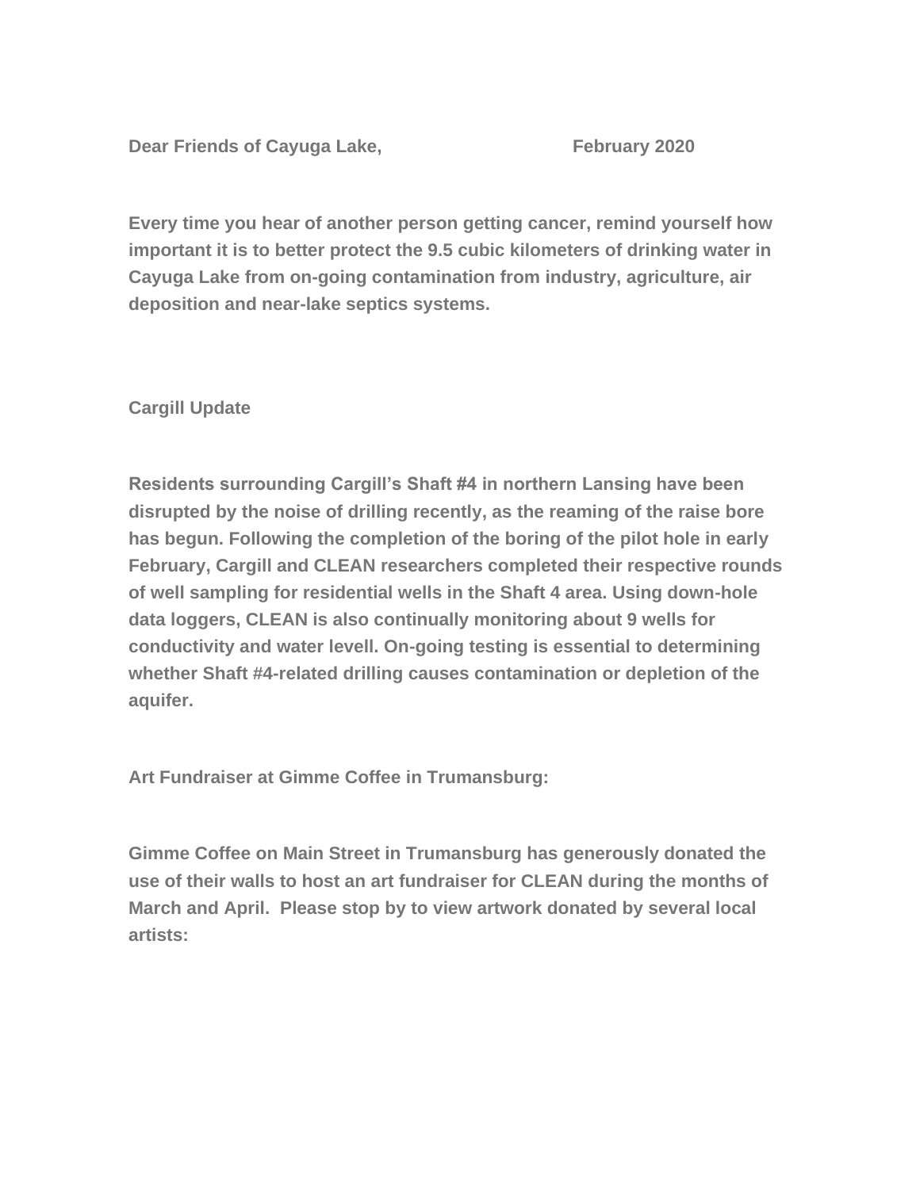**Dear Friends of Cayuga Lake,** **February 2020**

**Every time you hear of another person getting cancer, remind yourself how important it is to better protect the 9.5 cubic kilometers of drinking water in Cayuga Lake from on-going contamination from industry, agriculture, air deposition and near-lake septics systems.**

**Cargill Update**

**Residents surrounding Cargill's Shaft #4 in northern Lansing have been disrupted by the noise of drilling recently, as the reaming of the raise bore has begun. Following the completion of the boring of the pilot hole in early February, Cargill and CLEAN researchers completed their respective rounds of well sampling for residential wells in the Shaft 4 area. Using down-hole data loggers, CLEAN is also continually monitoring about 9 wells for conductivity and water levell. On-going testing is essential to determining whether Shaft #4-related drilling causes contamination or depletion of the aquifer.**

**Art Fundraiser at Gimme Coffee in Trumansburg:**

**Gimme Coffee on Main Street in Trumansburg has generously donated the use of their walls to host an art fundraiser for CLEAN during the months of March and April. Please stop by to view artwork donated by several local artists:**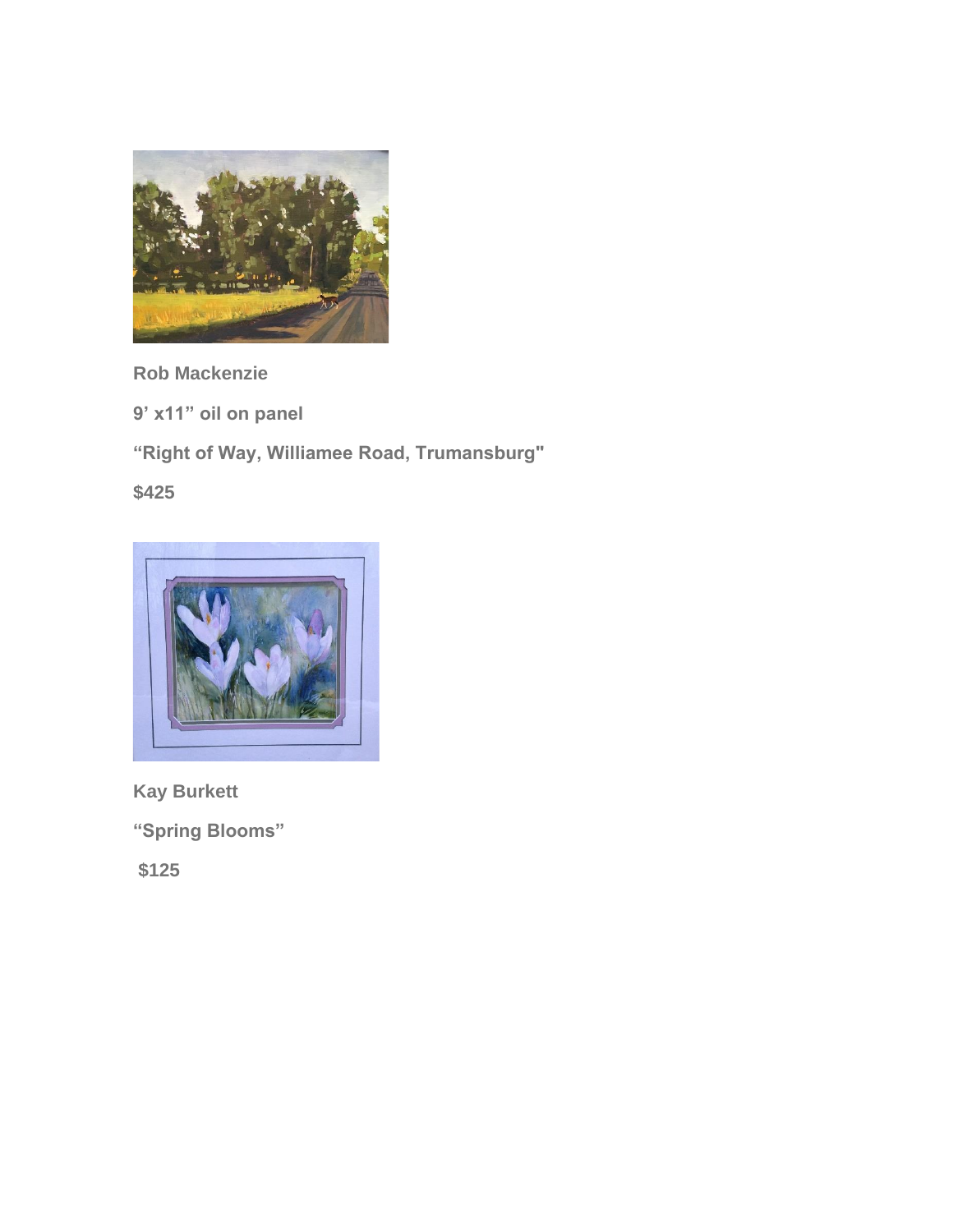**Rob Mackenzie**

**9' x11" oil on panel**

**"Right of Way, Williamee Road, Trumansburg"**

**$425**

**Kay Burkett**

**"Spring Blooms"**

**$125**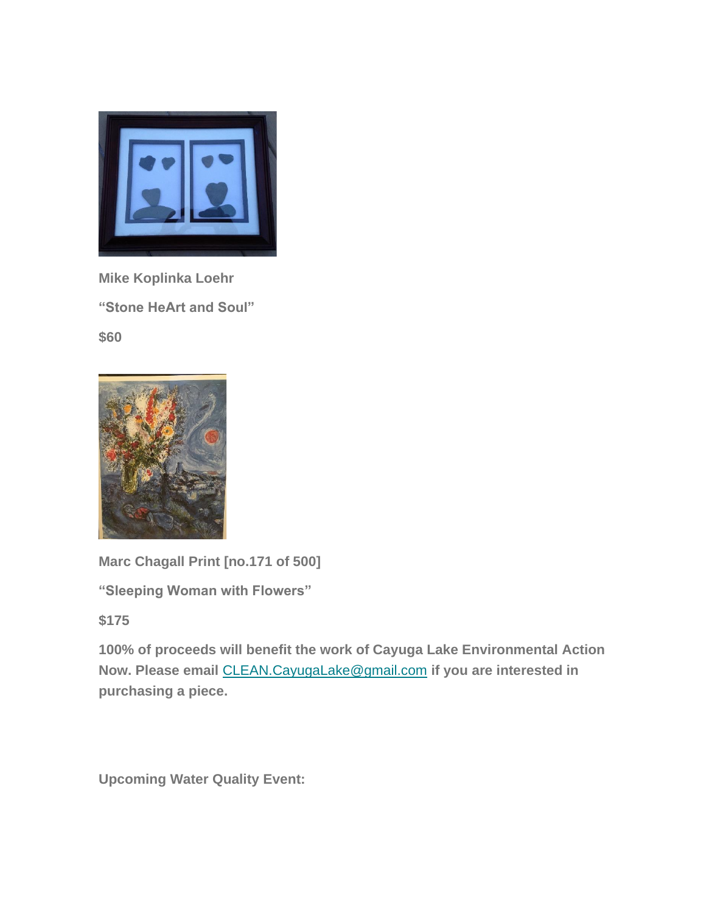**Mike Koplinka Loehr**

**“Stone HeArt and Soul”**

**$60**

**Marc Chagall Print [no.171 of 500]**

**“Sleeping Woman with Flowers”**

**$175**

**100% of proceeds will benefit the work of Cayuga Lake Environmental Action Now. Please email [CLEAN.CayugaLake@gmail.com](mailto:CLEAN.CayugaLake@gmail.com) if you are interested in purchasing a piece.**

**Upcoming Water Quality Event:**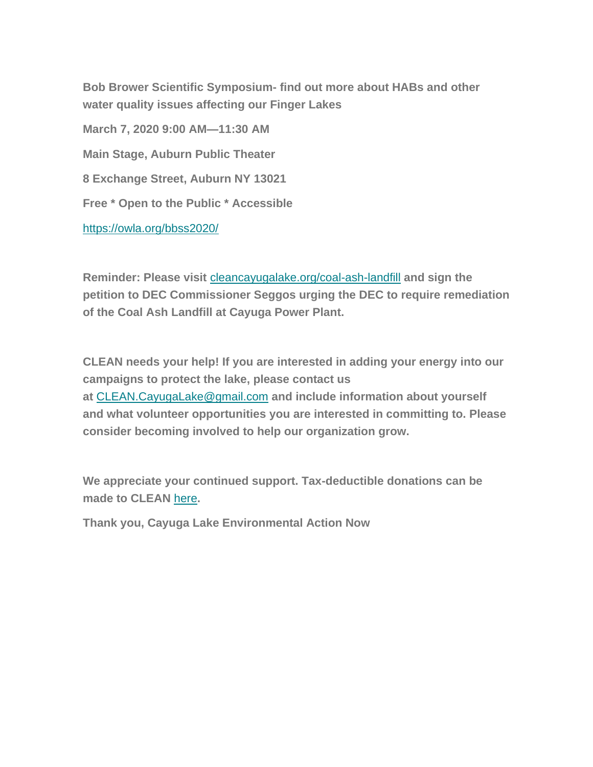**Bob Brower Scientific Symposium- find out more about HABs and other water quality issues affecting our Finger Lakes**

**March 7, 2020 9:00 AM—11:30 AM**

**Main Stage, Auburn Public Theater**

**8 Exchange Street, Auburn NY 13021**

**Free * Open to the Public * Accessible**

https://owla.org/bbss2020/

**Reminder: Please visit cleancayugalake.org/coal-ash-landfill and sign the petition to DEC Commissioner Seggos urging the DEC to require remediation of the Coal Ash Landfill at Cayuga Power Plant.**

**CLEAN needs your help! If you are interested in adding your energy into our campaigns to protect the lake, please contact us at CLEAN.CayugaLake@gmail.com and include information about yourself and what volunteer opportunities you are interested in committing to. Please consider becoming involved to help our organization grow.**

**We appreciate your continued support. Tax-deductible donations can be made to CLEAN here.**

**Thank you, Cayuga Lake Environmental Action Now**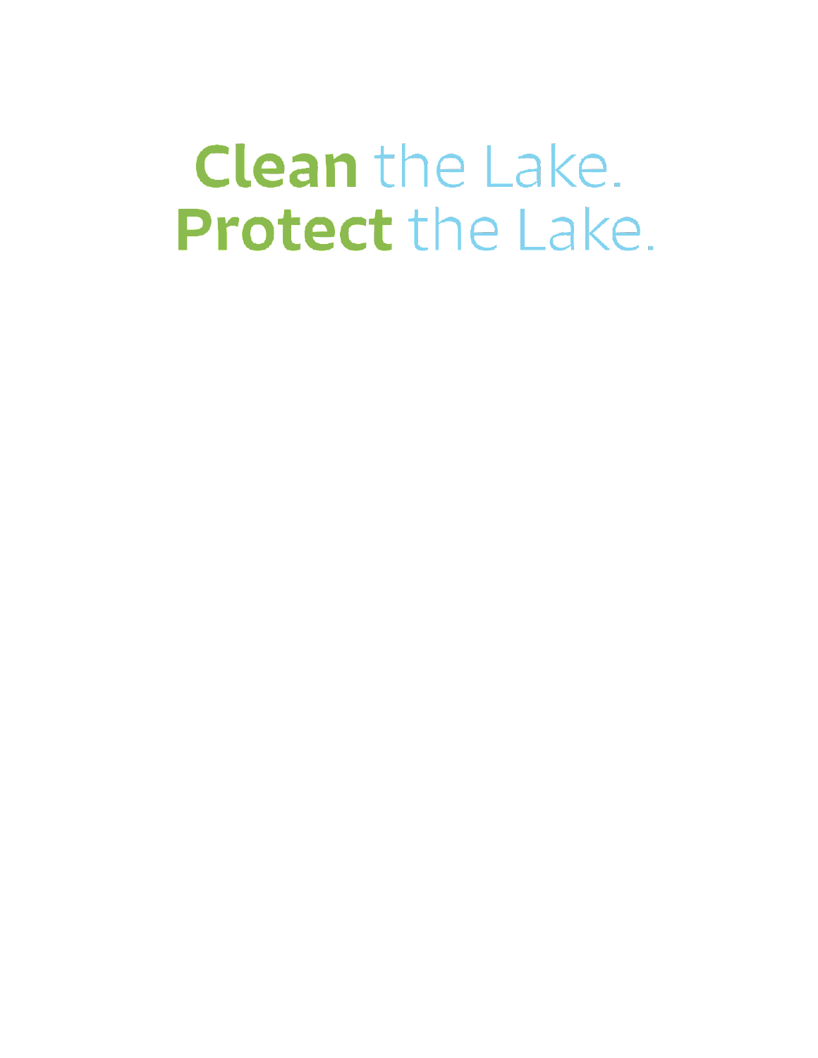**Clean** the Lake.
**Protect** the Lake.